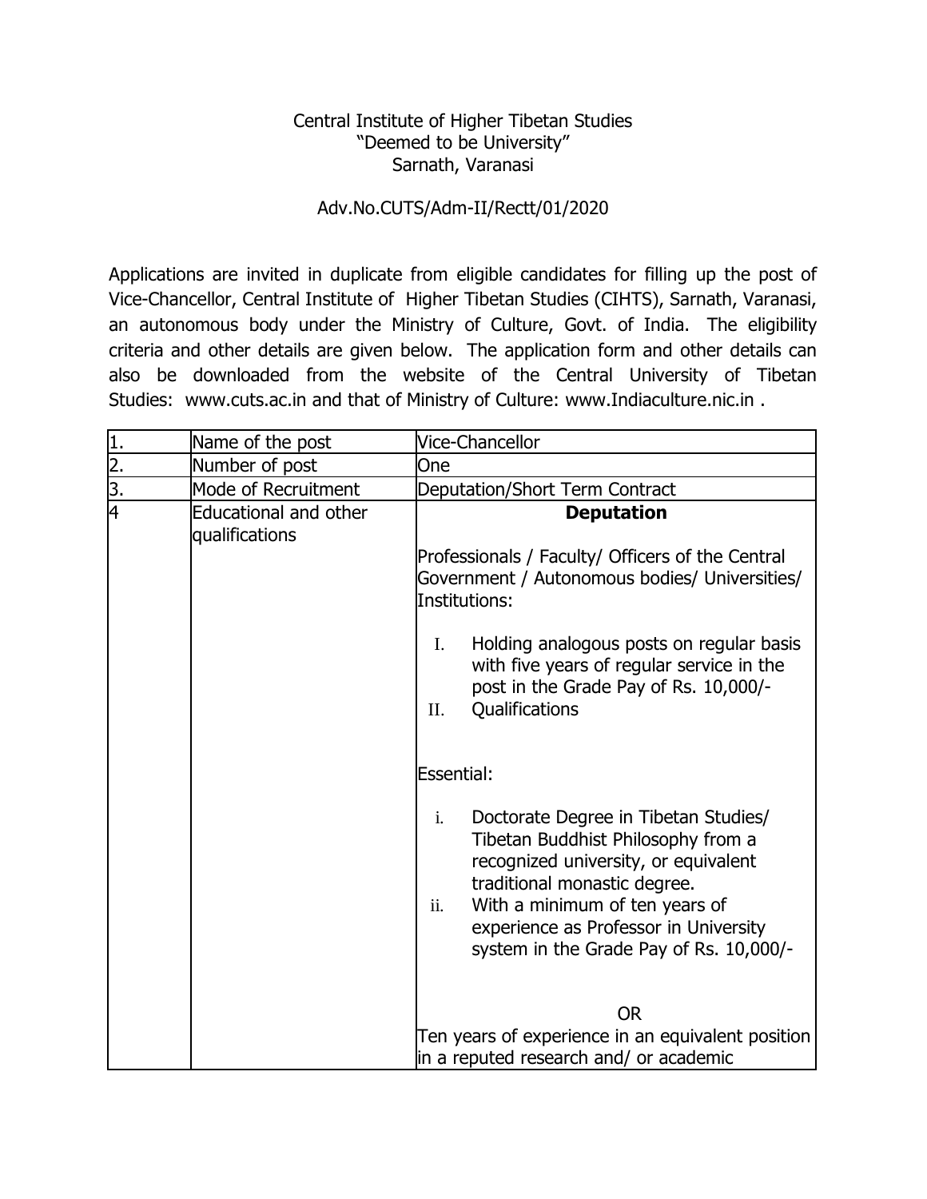Central Institute of Higher Tibetan Studies
"Deemed to be University"
Sarnath, Varanasi

Adv.No.CUTS/Adm-II/Rectt/01/2020

Applications are invited in duplicate from eligible candidates for filling up the post of Vice-Chancellor, Central Institute of Higher Tibetan Studies (CIHTS), Sarnath, Varanasi, an autonomous body under the Ministry of Culture, Govt. of India. The eligibility criteria and other details are given below. The application form and other details can also be downloaded from the website of the Central University of Tibetan Studies: www.cuts.ac.in and that of Ministry of Culture: www.Indiaculture.nic.in .

| | | |
|---|---|---|
| 1. | Name of the post | Vice-Chancellor |
| 2. | Number of post | One |
| 3. | Mode of Recruitment | Deputation/Short Term Contract |
| 4 | Educational and other qualifications | **Deputation**<br><br>Professionals / Faculty/ Officers of the Central Government / Autonomous bodies/ Universities/ Institutions:<br><br>I. Holding analogous posts on regular basis with five years of regular service in the post in the Grade Pay of Rs. 10,000/-<br>II. Qualifications<br><br>Essential:<br><br>i. Doctorate Degree in Tibetan Studies/ Tibetan Buddhist Philosophy from a recognized university, or equivalent traditional monastic degree.<br>ii. With a minimum of ten years of experience as Professor in University system in the Grade Pay of Rs. 10,000/-<br><br>OR<br><br>Ten years of experience in an equivalent position in a reputed research and/ or academic |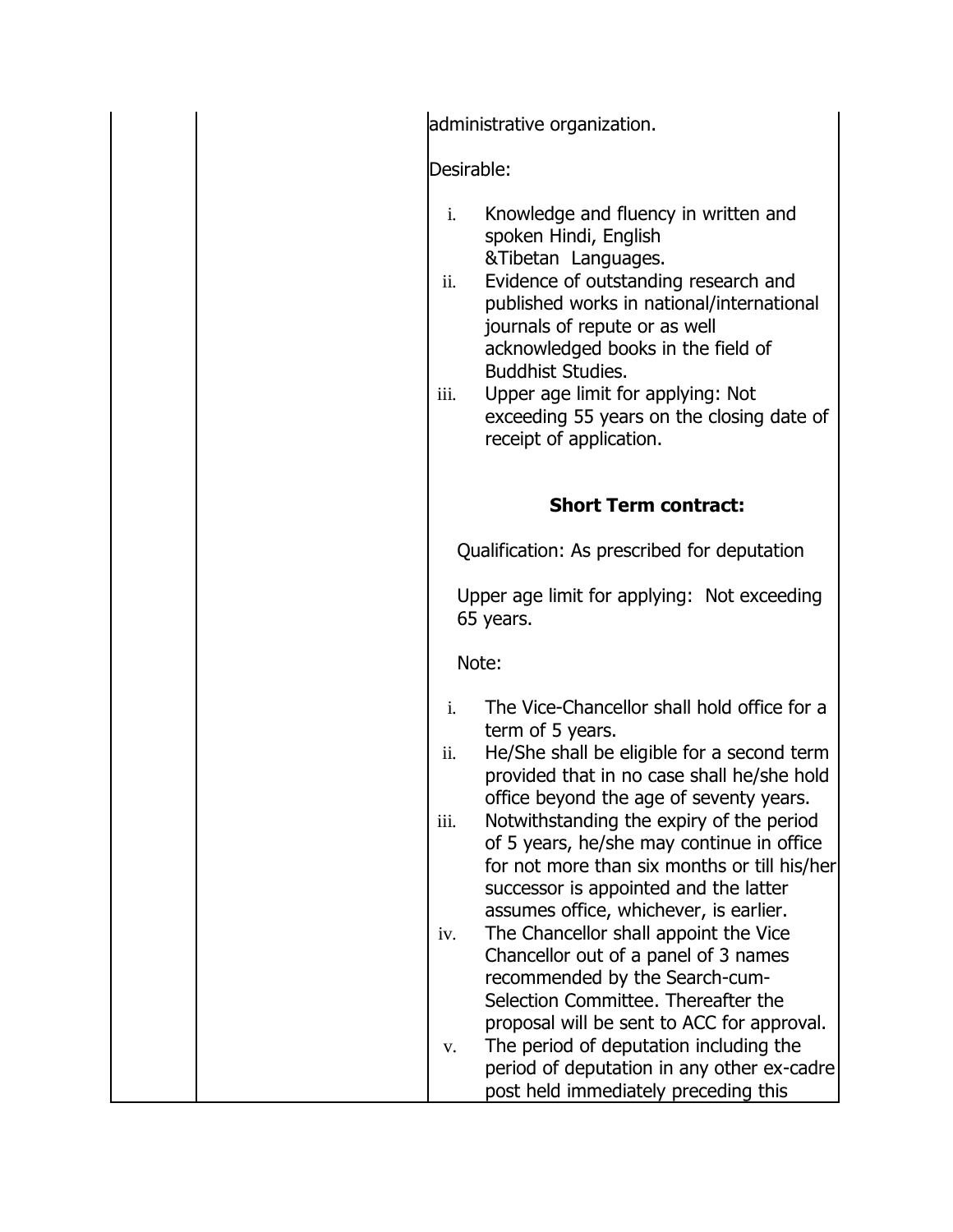| | | administrative organization.<br><br>Desirable:<br><br>i. Knowledge and fluency in written and spoken Hindi, English &Tibetan Languages.<br>ii. Evidence of outstanding research and published works in national/international journals of repute or as well acknowledged books in the field of Buddhist Studies.<br>iii. Upper age limit for applying: Not exceeding 55 years on the closing date of receipt of application.<br><br>**Short Term contract:**<br><br>Qualification: As prescribed for deputation<br><br>Upper age limit for applying: Not exceeding 65 years.<br><br>Note:<br><br>i. The Vice-Chancellor shall hold office for a term of 5 years.<br>ii. He/She shall be eligible for a second term provided that in no case shall he/she hold office beyond the age of seventy years.<br>iii. Notwithstanding the expiry of the period of 5 years, he/she may continue in office for not more than six months or till his/her successor is appointed and the latter assumes office, whichever, is earlier.<br>iv. The Chancellor shall appoint the Vice Chancellor out of a panel of 3 names recommended by the Search-cum-Selection Committee. Thereafter the proposal will be sent to ACC for approval.<br>v. The period of deputation including the period of deputation in any other ex-cadre post held immediately preceding this |
|---|---|---|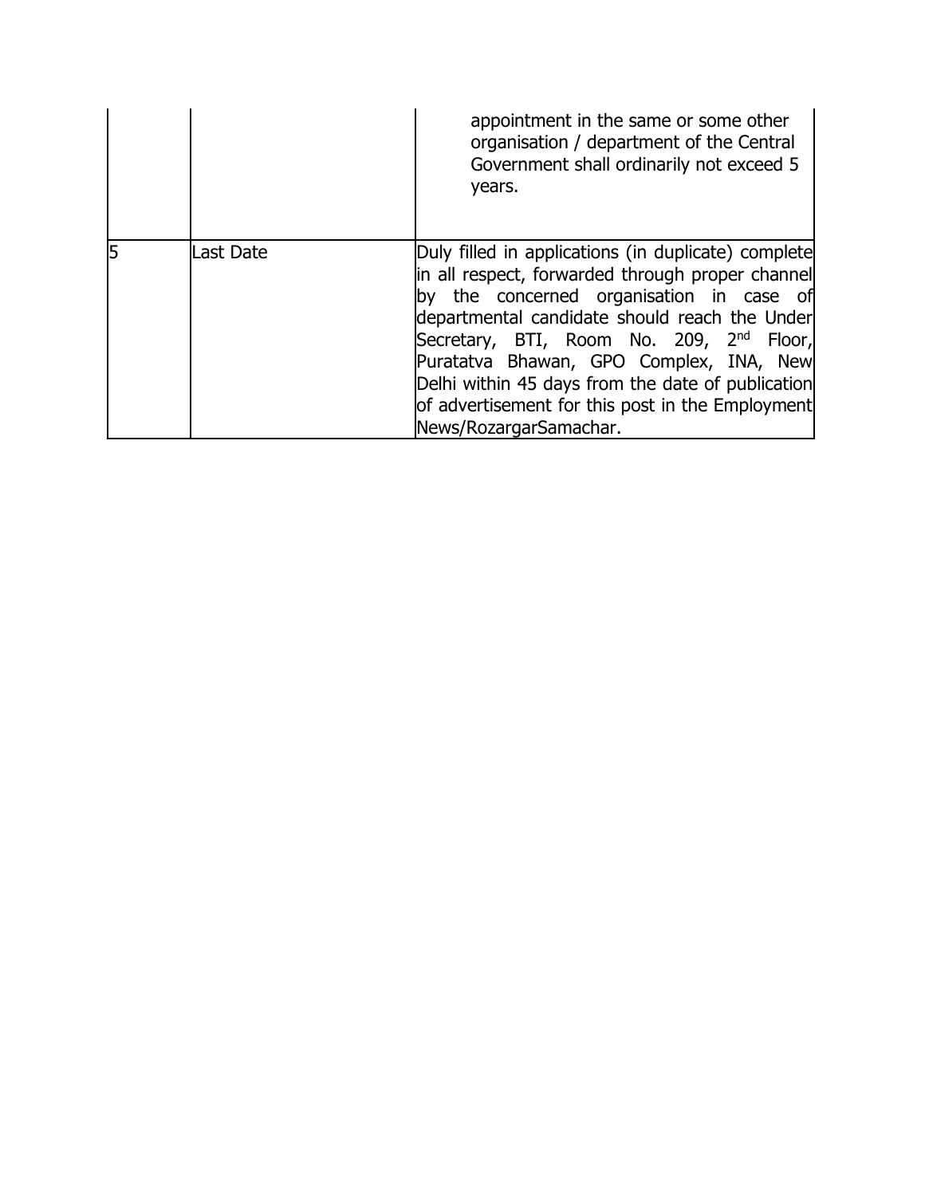|  |  |  |
|---|---|---|
|  |  | appointment in the same or some other organisation / department of the Central Government shall ordinarily not exceed 5 years. |
| 5 | Last Date | Duly filled in applications (in duplicate) complete in all respect, forwarded through proper channel by the concerned organisation in case of departmental candidate should reach the Under Secretary, BTI, Room No. 209, 2nd Floor, Puratatva Bhawan, GPO Complex, INA, New Delhi within 45 days from the date of publication of advertisement for this post in the Employment News/RozargarSamachar. |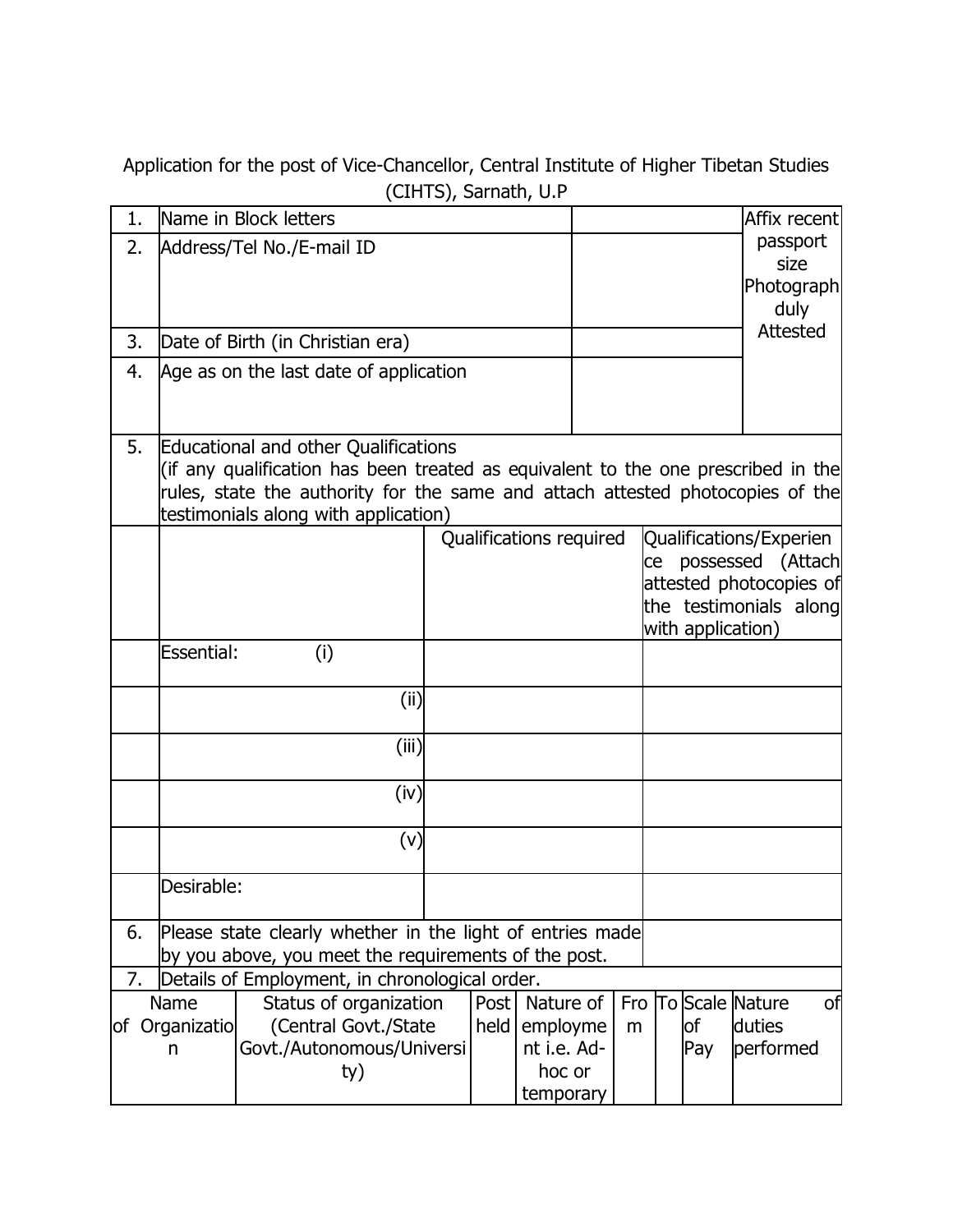Application for the post of Vice-Chancellor, Central Institute of Higher Tibetan Studies (CIHTS), Sarnath, U.P

| | | | |
|---|---|---|---|
| 1. | Name in Block letters | | Affix recent passport size Photograph duly Attested |
| 2. | Address/Tel No./E-mail ID | | |
| 3. | Date of Birth (in Christian era) | | |
| 4. | Age as on the last date of application | | |

| | | | |
|---|---|---|---|
| 5. | Educational and other Qualifications (if any qualification has been treated as equivalent to the one prescribed in the rules, state the authority for the same and attach attested photocopies of the testimonials along with application) | | |
| | | Qualifications required | Qualifications/Experience possessed (Attach attested photocopies of the testimonials along with application) |
| | Essential: (i) | | |
| | (ii) | | |
| | (iii) | | |
| | (iv) | | |
| | (v) | | |
| | Desirable: | | |
| 6. | Please state clearly whether in the light of entries made by you above, you meet the requirements of the post. | | |
| 7. | Details of Employment, in chronological order. | | |

| Name of Organization | Status of organization (Central Govt./State Govt./Autonomous/University) | Post held | Nature of employment i.e. Ad-hoc or temporary | From | To | Scale of Pay | Nature of duties performed |
|---|---|---|---|---|---|---|---|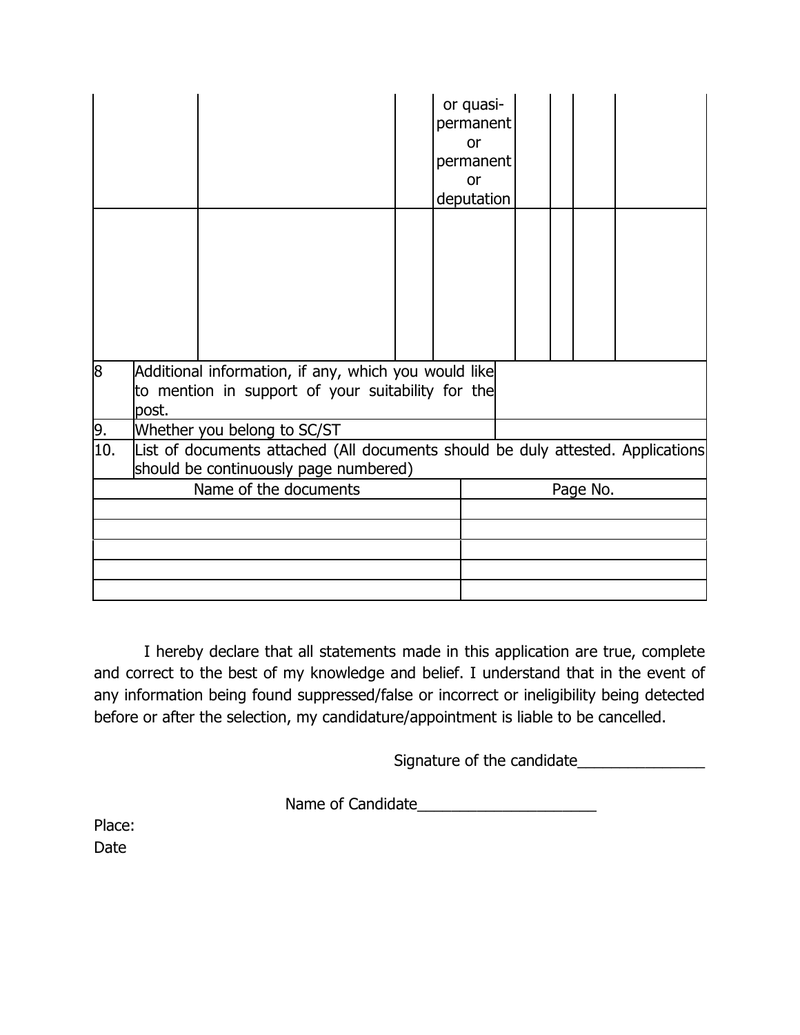| | | | or quasi-permanent or permanent or deputation | | | | |
|---|---|---|---|---|---|---|---|
| | | | | | | | |

| | | |
|---|---|---|
| 8 | Additional information, if any, which you would like to mention in support of your suitability for the post. | |
| 9. | Whether you belong to SC/ST | |
| 10. | List of documents attached (All documents should be duly attested. Applications should be continuously page numbered) | |

| Name of the documents | Page No. |
|---|---|
| | |
| | |
| | |
| | |
| | |

I hereby declare that all statements made in this application are true, complete and correct to the best of my knowledge and belief. I understand that in the event of any information being found suppressed/false or incorrect or ineligibility being detected before or after the selection, my candidature/appointment is liable to be cancelled.

Signature of the candidate_______________

Name of Candidate_____________________

Place:

Date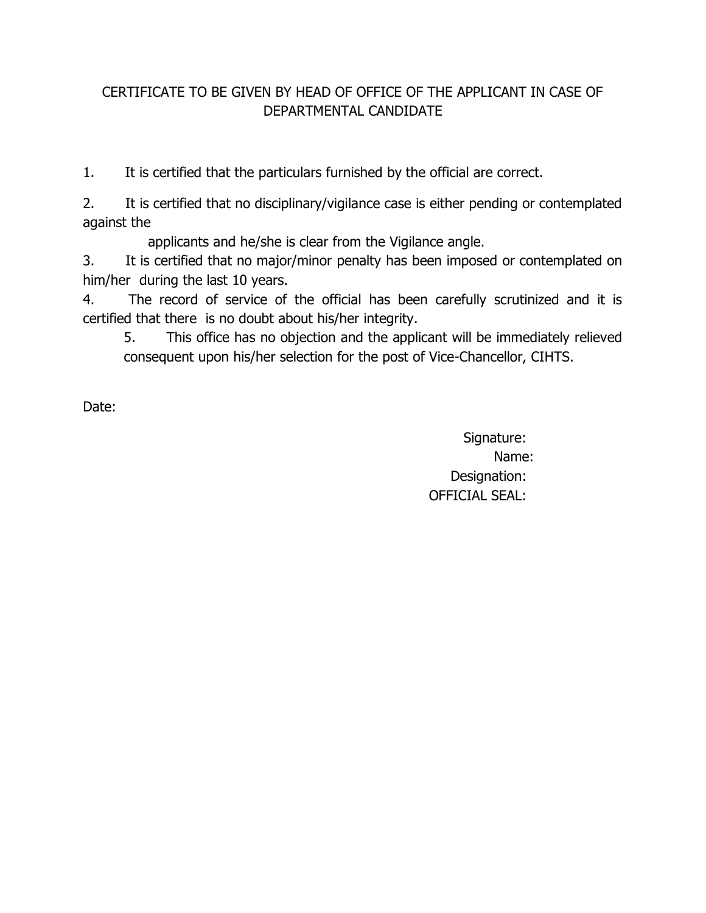# CERTIFICATE TO BE GIVEN BY HEAD OF OFFICE OF THE APPLICANT IN CASE OF DEPARTMENTAL CANDIDATE

1. It is certified that the particulars furnished by the official are correct.
2. It is certified that no disciplinary/vigilance case is either pending or contemplated against the applicants and he/she is clear from the Vigilance angle.
3. It is certified that no major/minor penalty has been imposed or contemplated on him/her during the last 10 years.
4. The record of service of the official has been carefully scrutinized and it is certified that there is no doubt about his/her integrity.
5. This office has no objection and the applicant will be immediately relieved consequent upon his/her selection for the post of Vice-Chancellor, CIHTS.

Date:

Signature:
Name:
Designation:
OFFICIAL SEAL: